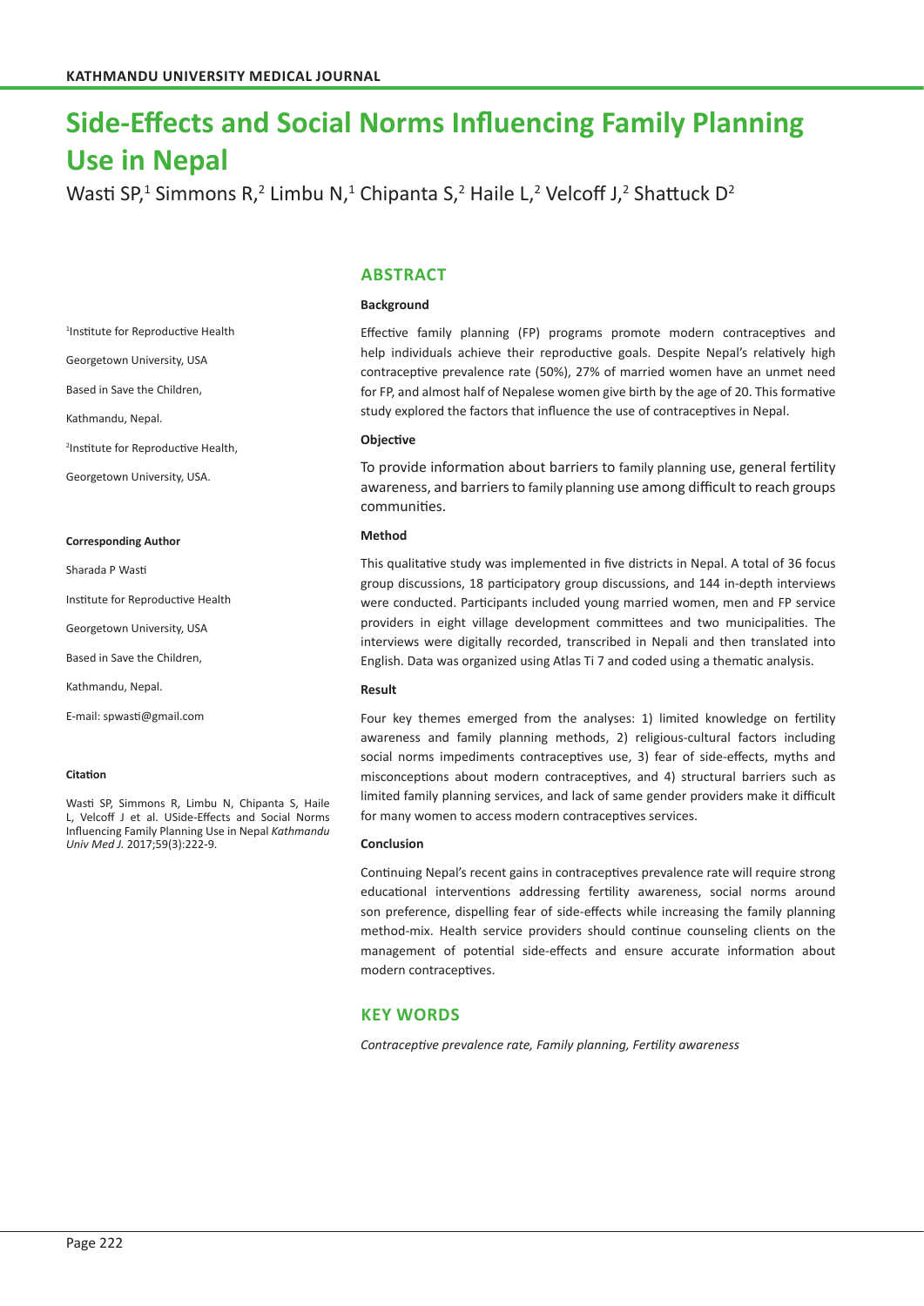# Side-Effects and Social Norms Influencing Family Planning Use in Nepal

Wasti SP,[1] Simmons R,[2] Limbu N,[1] Chipanta S,[2] Haile L,[2] Velcoff J,[2] Shattuck D[2]

[1]Institute for Reproductive Health

Georgetown University, USA

Based in Save the Children,

Kathmandu, Nepal.

[2]Institute for Reproductive Health,

Georgetown University, USA.

**Corresponding Author**

Sharada P Wasti

Institute for Reproductive Health

Georgetown University, USA

Based in Save the Children,

Kathmandu, Nepal.

E-mail: spwasti@gmail.com

**Citation**

Wasti SP, Simmons R, Limbu N, Chipanta S, Haile L, Velcoff J et al. USide-Effects and Social Norms Influencing Family Planning Use in Nepal *Kathmandu Univ Med J.* 2017;59(3):222-9.

## ABSTRACT

**Background**

Effective family planning (FP) programs promote modern contraceptives and help individuals achieve their reproductive goals. Despite Nepal's relatively high contraceptive prevalence rate (50%), 27% of married women have an unmet need for FP, and almost half of Nepalese women give birth by the age of 20. This formative study explored the factors that influence the use of contraceptives in Nepal.

**Objective**

To provide information about barriers to family planning use, general fertility awareness, and barriers to family planning use among difficult to reach groups communities.

**Method**

This qualitative study was implemented in five districts in Nepal. A total of 36 focus group discussions, 18 participatory group discussions, and 144 in-depth interviews were conducted. Participants included young married women, men and FP service providers in eight village development committees and two municipalities. The interviews were digitally recorded, transcribed in Nepali and then translated into English. Data was organized using Atlas Ti 7 and coded using a thematic analysis.

**Result**

Four key themes emerged from the analyses: 1) limited knowledge on fertility awareness and family planning methods, 2) religious-cultural factors including social norms impediments contraceptives use, 3) fear of side-effects, myths and misconceptions about modern contraceptives, and 4) structural barriers such as limited family planning services, and lack of same gender providers make it difficult for many women to access modern contraceptives services.

**Conclusion**

Continuing Nepal's recent gains in contraceptives prevalence rate will require strong educational interventions addressing fertility awareness, social norms around son preference, dispelling fear of side-effects while increasing the family planning method-mix. Health service providers should continue counseling clients on the management of potential side-effects and ensure accurate information about modern contraceptives.

## KEY WORDS

*Contraceptive prevalence rate, Family planning, Fertility awareness*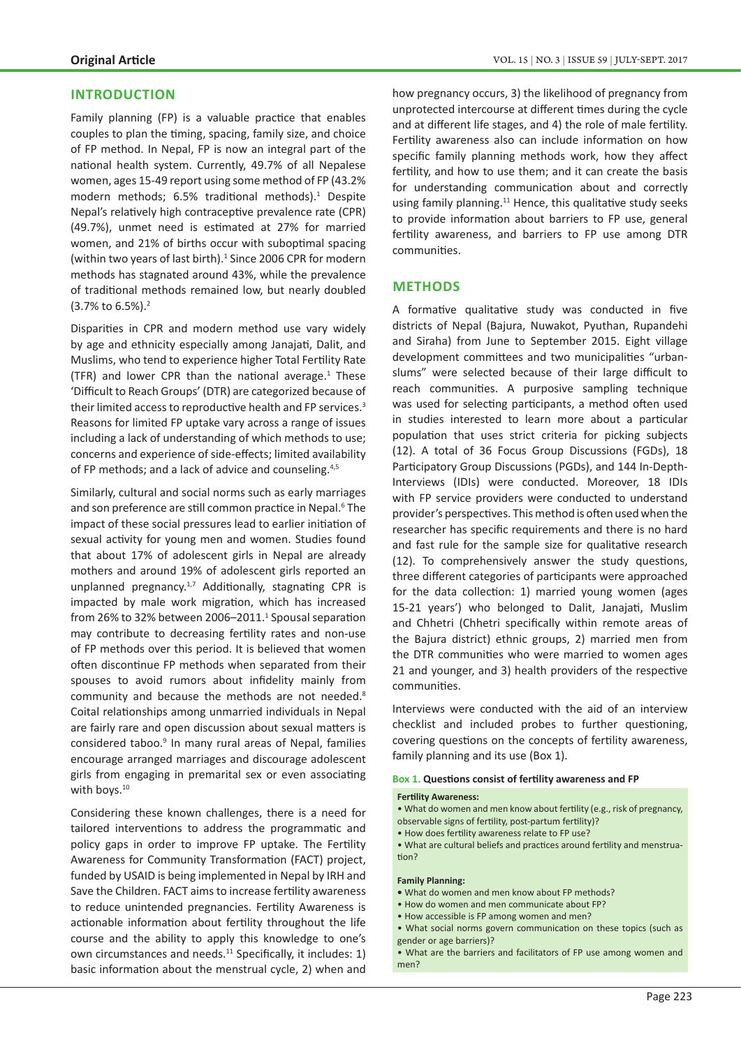## INTRODUCTION

Family planning (FP) is a valuable practice that enables couples to plan the timing, spacing, family size, and choice of FP method. In Nepal, FP is now an integral part of the national health system. Currently, 49.7% of all Nepalese women, ages 15-49 report using some method of FP (43.2% modern methods; 6.5% traditional methods).[1] Despite Nepal's relatively high contraceptive prevalence rate (CPR) (49.7%), unmet need is estimated at 27% for married women, and 21% of births occur with suboptimal spacing (within two years of last birth).[1] Since 2006 CPR for modern methods has stagnated around 43%, while the prevalence of traditional methods remained low, but nearly doubled (3.7% to 6.5%).[2]

Disparities in CPR and modern method use vary widely by age and ethnicity especially among Janajati, Dalit, and Muslims, who tend to experience higher Total Fertility Rate (TFR) and lower CPR than the national average.[1] These 'Difficult to Reach Groups' (DTR) are categorized because of their limited access to reproductive health and FP services.[3] Reasons for limited FP uptake vary across a range of issues including a lack of understanding of which methods to use; concerns and experience of side-effects; limited availability of FP methods; and a lack of advice and counseling.[4,5]

Similarly, cultural and social norms such as early marriages and son preference are still common practice in Nepal.[6] The impact of these social pressures lead to earlier initiation of sexual activity for young men and women. Studies found that about 17% of adolescent girls in Nepal are already mothers and around 19% of adolescent girls reported an unplanned pregnancy.[1,7] Additionally, stagnating CPR is impacted by male work migration, which has increased from 26% to 32% between 2006–2011.[1] Spousal separation may contribute to decreasing fertility rates and non-use of FP methods over this period. It is believed that women often discontinue FP methods when separated from their spouses to avoid rumors about infidelity mainly from community and because the methods are not needed.[8] Coital relationships among unmarried individuals in Nepal are fairly rare and open discussion about sexual matters is considered taboo.[9] In many rural areas of Nepal, families encourage arranged marriages and discourage adolescent girls from engaging in premarital sex or even associating with boys.[10]

Considering these known challenges, there is a need for tailored interventions to address the programmatic and policy gaps in order to improve FP uptake. The Fertility Awareness for Community Transformation (FACT) project, funded by USAID is being implemented in Nepal by IRH and Save the Children. FACT aims to increase fertility awareness to reduce unintended pregnancies. Fertility Awareness is actionable information about fertility throughout the life course and the ability to apply this knowledge to one's own circumstances and needs.[11] Specifically, it includes: 1) basic information about the menstrual cycle, 2) when and how pregnancy occurs, 3) the likelihood of pregnancy from unprotected intercourse at different times during the cycle and at different life stages, and 4) the role of male fertility. Fertility awareness also can include information on how specific family planning methods work, how they affect fertility, and how to use them; and it can create the basis for understanding communication about and correctly using family planning.[11] Hence, this qualitative study seeks to provide information about barriers to FP use, general fertility awareness, and barriers to FP use among DTR communities.

## METHODS

A formative qualitative study was conducted in five districts of Nepal (Bajura, Nuwakot, Pyuthan, Rupandehi and Siraha) from June to September 2015. Eight village development committees and two municipalities "urban-slums" were selected because of their large difficult to reach communities. A purposive sampling technique was used for selecting participants, a method often used in studies interested to learn more about a particular population that uses strict criteria for picking subjects (12). A total of 36 Focus Group Discussions (FGDs), 18 Participatory Group Discussions (PGDs), and 144 In-Depth-Interviews (IDIs) were conducted. Moreover, 18 IDIs with FP service providers were conducted to understand provider's perspectives. This method is often used when the researcher has specific requirements and there is no hard and fast rule for the sample size for qualitative research (12). To comprehensively answer the study questions, three different categories of participants were approached for the data collection: 1) married young women (ages 15-21 years') who belonged to Dalit, Janajati, Muslim and Chhetri (Chhetri specifically within remote areas of the Bajura district) ethnic groups, 2) married men from the DTR communities who were married to women ages 21 and younger, and 3) health providers of the respective communities.

Interviews were conducted with the aid of an interview checklist and included probes to further questioning, covering questions on the concepts of fertility awareness, family planning and its use (Box 1).

**Box 1. Questions consist of fertility awareness and FP**

**Fertility Awareness:**

- What do women and men know about fertility (e.g., risk of pregnancy, observable signs of fertility, post-partum fertility)?
- How does fertility awareness relate to FP use?
- What are cultural beliefs and practices around fertility and menstruation?

**Family Planning:**

- What do women and men know about FP methods?
- How do women and men communicate about FP?
- How accessible is FP among women and men?
- What social norms govern communication on these topics (such as gender or age barriers)?
- What are the barriers and facilitators of FP use among women and men?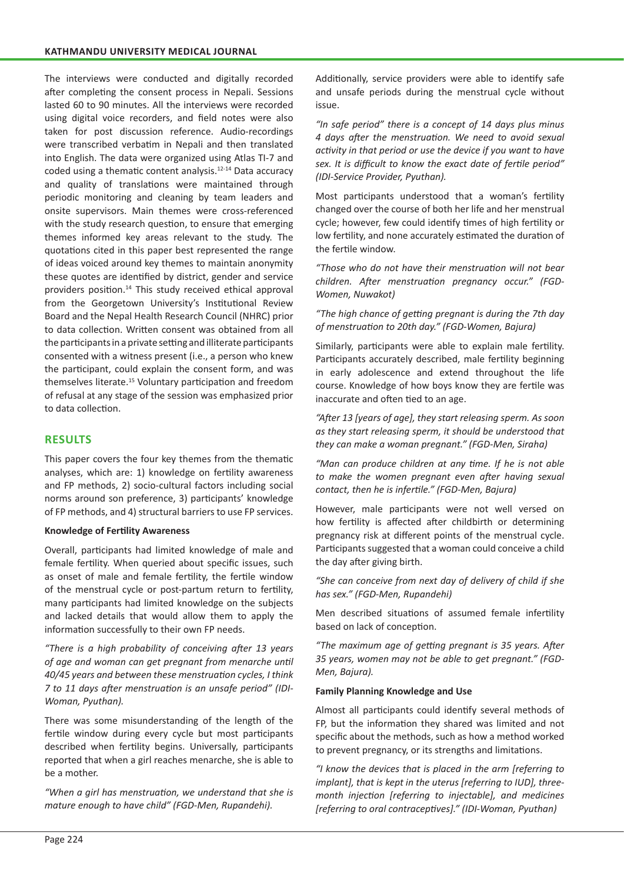The interviews were conducted and digitally recorded after completing the consent process in Nepali. Sessions lasted 60 to 90 minutes. All the interviews were recorded using digital voice recorders, and field notes were also taken for post discussion reference. Audio-recordings were transcribed verbatim in Nepali and then translated into English. The data were organized using Atlas TI-7 and coded using a thematic content analysis.[12-14] Data accuracy and quality of translations were maintained through periodic monitoring and cleaning by team leaders and onsite supervisors. Main themes were cross-referenced with the study research question, to ensure that emerging themes informed key areas relevant to the study. The quotations cited in this paper best represented the range of ideas voiced around key themes to maintain anonymity these quotes are identified by district, gender and service providers position.[14] This study received ethical approval from the Georgetown University's Institutional Review Board and the Nepal Health Research Council (NHRC) prior to data collection. Written consent was obtained from all the participants in a private setting and illiterate participants consented with a witness present (i.e., a person who knew the participant, could explain the consent form, and was themselves literate.[15] Voluntary participation and freedom of refusal at any stage of the session was emphasized prior to data collection.

## RESULTS

This paper covers the four key themes from the thematic analyses, which are: 1) knowledge on fertility awareness and FP methods, 2) socio-cultural factors including social norms around son preference, 3) participants' knowledge of FP methods, and 4) structural barriers to use FP services.

**Knowledge of Fertility Awareness**

Overall, participants had limited knowledge of male and female fertility. When queried about specific issues, such as onset of male and female fertility, the fertile window of the menstrual cycle or post-partum return to fertility, many participants had limited knowledge on the subjects and lacked details that would allow them to apply the information successfully to their own FP needs.

*"There is a high probability of conceiving after 13 years of age and woman can get pregnant from menarche until 40/45 years and between these menstruation cycles, I think 7 to 11 days after menstruation is an unsafe period" (IDI-Woman, Pyuthan).*

There was some misunderstanding of the length of the fertile window during every cycle but most participants described when fertility begins. Universally, participants reported that when a girl reaches menarche, she is able to be a mother.

*"When a girl has menstruation, we understand that she is mature enough to have child" (FGD-Men, Rupandehi).*

Additionally, service providers were able to identify safe and unsafe periods during the menstrual cycle without issue.

*"In safe period" there is a concept of 14 days plus minus 4 days after the menstruation. We need to avoid sexual activity in that period or use the device if you want to have sex. It is difficult to know the exact date of fertile period" (IDI-Service Provider, Pyuthan).*

Most participants understood that a woman's fertility changed over the course of both her life and her menstrual cycle; however, few could identify times of high fertility or low fertility, and none accurately estimated the duration of the fertile window.

*"Those who do not have their menstruation will not bear children. After menstruation pregnancy occur." (FGD-Women, Nuwakot)*

*"The high chance of getting pregnant is during the 7th day of menstruation to 20th day." (FGD-Women, Bajura)*

Similarly, participants were able to explain male fertility. Participants accurately described, male fertility beginning in early adolescence and extend throughout the life course. Knowledge of how boys know they are fertile was inaccurate and often tied to an age.

*"After 13 [years of age], they start releasing sperm. As soon as they start releasing sperm, it should be understood that they can make a woman pregnant." (FGD-Men, Siraha)*

*"Man can produce children at any time. If he is not able to make the women pregnant even after having sexual contact, then he is infertile." (FGD-Men, Bajura)*

However, male participants were not well versed on how fertility is affected after childbirth or determining pregnancy risk at different points of the menstrual cycle. Participants suggested that a woman could conceive a child the day after giving birth.

*"She can conceive from next day of delivery of child if she has sex." (FGD-Men, Rupandehi)*

Men described situations of assumed female infertility based on lack of conception.

*"The maximum age of getting pregnant is 35 years. After 35 years, women may not be able to get pregnant." (FGD-Men, Bajura).*

**Family Planning Knowledge and Use**

Almost all participants could identify several methods of FP, but the information they shared was limited and not specific about the methods, such as how a method worked to prevent pregnancy, or its strengths and limitations.

*"I know the devices that is placed in the arm [referring to implant], that is kept in the uterus [referring to IUD], three-month injection [referring to injectable], and medicines [referring to oral contraceptives]." (IDI-Woman, Pyuthan)*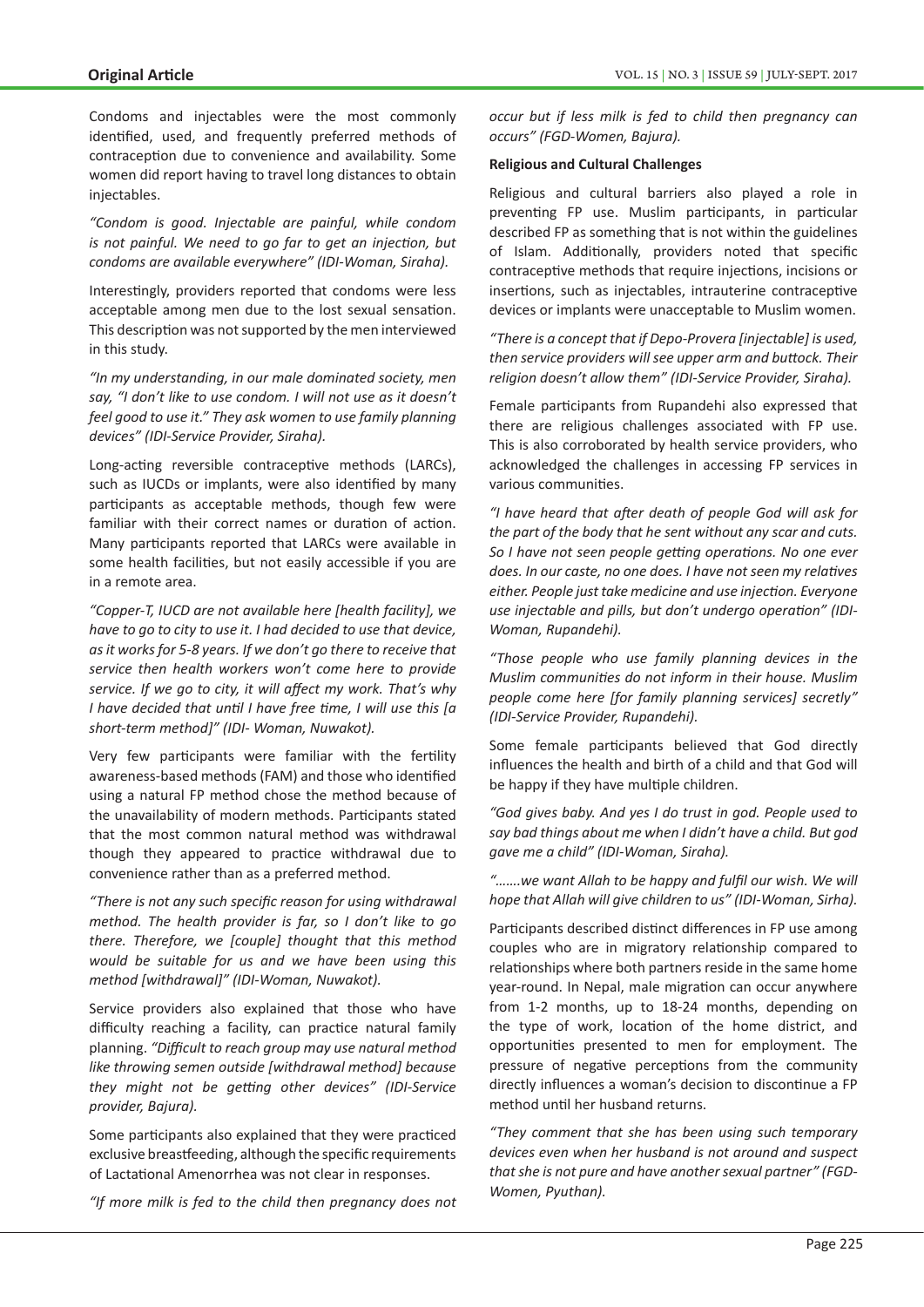Condoms and injectables were the most commonly identified, used, and frequently preferred methods of contraception due to convenience and availability. Some women did report having to travel long distances to obtain injectables.

*"Condom is good. Injectable are painful, while condom is not painful. We need to go far to get an injection, but condoms are available everywhere" (IDI-Woman, Siraha).*

Interestingly, providers reported that condoms were less acceptable among men due to the lost sexual sensation. This description was not supported by the men interviewed in this study.

*"In my understanding, in our male dominated society, men say, "I don't like to use condom. I will not use as it doesn't feel good to use it." They ask women to use family planning devices" (IDI-Service Provider, Siraha).*

Long-acting reversible contraceptive methods (LARCs), such as IUCDs or implants, were also identified by many participants as acceptable methods, though few were familiar with their correct names or duration of action. Many participants reported that LARCs were available in some health facilities, but not easily accessible if you are in a remote area.

*"Copper-T, IUCD are not available here [health facility], we have to go to city to use it. I had decided to use that device, as it works for 5-8 years. If we don't go there to receive that service then health workers won't come here to provide service. If we go to city, it will affect my work. That's why I have decided that until I have free time, I will use this [a short-term method]" (IDI- Woman, Nuwakot).*

Very few participants were familiar with the fertility awareness-based methods (FAM) and those who identified using a natural FP method chose the method because of the unavailability of modern methods. Participants stated that the most common natural method was withdrawal though they appeared to practice withdrawal due to convenience rather than as a preferred method.

*"There is not any such specific reason for using withdrawal method. The health provider is far, so I don't like to go there. Therefore, we [couple] thought that this method would be suitable for us and we have been using this method [withdrawal]" (IDI-Woman, Nuwakot).*

Service providers also explained that those who have difficulty reaching a facility, can practice natural family planning. *"Difficult to reach group may use natural method like throwing semen outside [withdrawal method] because they might not be getting other devices" (IDI-Service provider, Bajura).*

Some participants also explained that they were practiced exclusive breastfeeding, although the specific requirements of Lactational Amenorrhea was not clear in responses.

*"If more milk is fed to the child then pregnancy does not occur but if less milk is fed to child then pregnancy can occurs" (FGD-Women, Bajura).*

**Religious and Cultural Challenges**

Religious and cultural barriers also played a role in preventing FP use. Muslim participants, in particular described FP as something that is not within the guidelines of Islam. Additionally, providers noted that specific contraceptive methods that require injections, incisions or insertions, such as injectables, intrauterine contraceptive devices or implants were unacceptable to Muslim women.

*"There is a concept that if Depo-Provera [injectable] is used, then service providers will see upper arm and buttock. Their religion doesn't allow them" (IDI-Service Provider, Siraha).*

Female participants from Rupandehi also expressed that there are religious challenges associated with FP use. This is also corroborated by health service providers, who acknowledged the challenges in accessing FP services in various communities.

*"I have heard that after death of people God will ask for the part of the body that he sent without any scar and cuts. So I have not seen people getting operations. No one ever does. In our caste, no one does. I have not seen my relatives either. People just take medicine and use injection. Everyone use injectable and pills, but don't undergo operation" (IDI-Woman, Rupandehi).*

*"Those people who use family planning devices in the Muslim communities do not inform in their house. Muslim people come here [for family planning services] secretly" (IDI-Service Provider, Rupandehi).*

Some female participants believed that God directly influences the health and birth of a child and that God will be happy if they have multiple children.

*"God gives baby. And yes I do trust in god. People used to say bad things about me when I didn't have a child. But god gave me a child" (IDI-Woman, Siraha).*

*".......we want Allah to be happy and fulfil our wish. We will hope that Allah will give children to us" (IDI-Woman, Sirha).*

Participants described distinct differences in FP use among couples who are in migratory relationship compared to relationships where both partners reside in the same home year-round. In Nepal, male migration can occur anywhere from 1-2 months, up to 18-24 months, depending on the type of work, location of the home district, and opportunities presented to men for employment. The pressure of negative perceptions from the community directly influences a woman's decision to discontinue a FP method until her husband returns.

*"They comment that she has been using such temporary devices even when her husband is not around and suspect that she is not pure and have another sexual partner" (FGD-Women, Pyuthan).*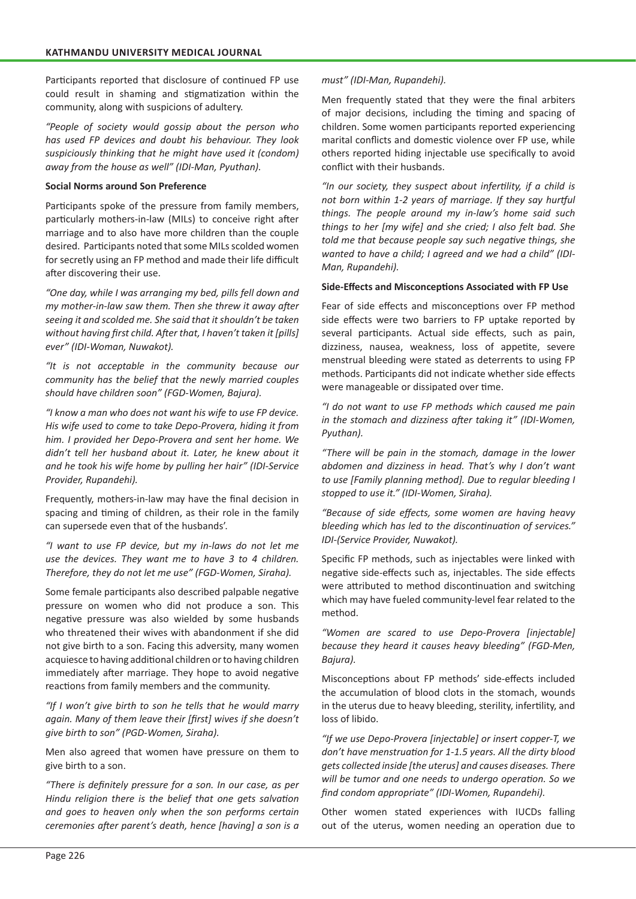Participants reported that disclosure of continued FP use could result in shaming and stigmatization within the community, along with suspicions of adultery.

*"People of society would gossip about the person who has used FP devices and doubt his behaviour. They look suspiciously thinking that he might have used it (condom) away from the house as well" (IDI-Man, Pyuthan).*

**Social Norms around Son Preference**

Participants spoke of the pressure from family members, particularly mothers-in-law (MILs) to conceive right after marriage and to also have more children than the couple desired. Participants noted that some MILs scolded women for secretly using an FP method and made their life difficult after discovering their use.

*"One day, while I was arranging my bed, pills fell down and my mother-in-law saw them. Then she threw it away after seeing it and scolded me. She said that it shouldn't be taken without having first child. After that, I haven't taken it [pills] ever" (IDI-Woman, Nuwakot).*

*"It is not acceptable in the community because our community has the belief that the newly married couples should have children soon" (FGD-Women, Bajura).*

*"I know a man who does not want his wife to use FP device. His wife used to come to take Depo-Provera, hiding it from him. I provided her Depo-Provera and sent her home. We didn't tell her husband about it. Later, he knew about it and he took his wife home by pulling her hair" (IDI-Service Provider, Rupandehi).*

Frequently, mothers-in-law may have the final decision in spacing and timing of children, as their role in the family can supersede even that of the husbands'.

*"I want to use FP device, but my in-laws do not let me use the devices. They want me to have 3 to 4 children. Therefore, they do not let me use" (FGD-Women, Siraha).*

Some female participants also described palpable negative pressure on women who did not produce a son. This negative pressure was also wielded by some husbands who threatened their wives with abandonment if she did not give birth to a son. Facing this adversity, many women acquiesce to having additional children or to having children immediately after marriage. They hope to avoid negative reactions from family members and the community.

*"If I won't give birth to son he tells that he would marry again. Many of them leave their [first] wives if she doesn't give birth to son" (PGD-Women, Siraha).*

Men also agreed that women have pressure on them to give birth to a son.

*"There is definitely pressure for a son. In our case, as per Hindu religion there is the belief that one gets salvation and goes to heaven only when the son performs certain ceremonies after parent's death, hence [having] a son is a must" (IDI-Man, Rupandehi).*

Men frequently stated that they were the final arbiters of major decisions, including the timing and spacing of children. Some women participants reported experiencing marital conflicts and domestic violence over FP use, while others reported hiding injectable use specifically to avoid conflict with their husbands.

*"In our society, they suspect about infertility, if a child is not born within 1-2 years of marriage. If they say hurtful things. The people around my in-law's home said such things to her [my wife] and she cried; I also felt bad. She told me that because people say such negative things, she wanted to have a child; I agreed and we had a child" (IDI-Man, Rupandehi).*

**Side-Effects and Misconceptions Associated with FP Use**

Fear of side effects and misconceptions over FP method side effects were two barriers to FP uptake reported by several participants. Actual side effects, such as pain, dizziness, nausea, weakness, loss of appetite, severe menstrual bleeding were stated as deterrents to using FP methods. Participants did not indicate whether side effects were manageable or dissipated over time.

*"I do not want to use FP methods which caused me pain in the stomach and dizziness after taking it" (IDI-Women, Pyuthan).*

*"There will be pain in the stomach, damage in the lower abdomen and dizziness in head. That's why I don't want to use [Family planning method]. Due to regular bleeding I stopped to use it." (IDI-Women, Siraha).*

*"Because of side effects, some women are having heavy bleeding which has led to the discontinuation of services." IDI-(Service Provider, Nuwakot).*

Specific FP methods, such as injectables were linked with negative side-effects such as, injectables. The side effects were attributed to method discontinuation and switching which may have fueled community-level fear related to the method.

*"Women are scared to use Depo-Provera [injectable] because they heard it causes heavy bleeding" (FGD-Men, Bajura).*

Misconceptions about FP methods' side-effects included the accumulation of blood clots in the stomach, wounds in the uterus due to heavy bleeding, sterility, infertility, and loss of libido.

*"If we use Depo-Provera [injectable] or insert copper-T, we don't have menstruation for 1-1.5 years. All the dirty blood gets collected inside [the uterus] and causes diseases. There will be tumor and one needs to undergo operation. So we find condom appropriate" (IDI-Women, Rupandehi).*

Other women stated experiences with IUCDs falling out of the uterus, women needing an operation due to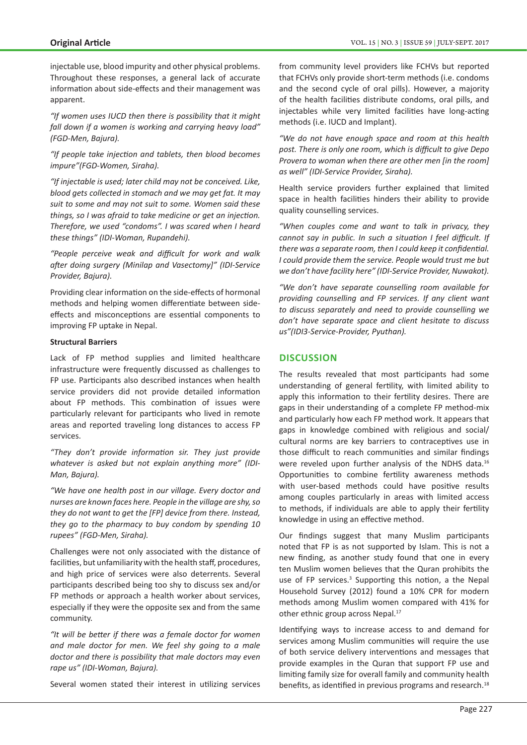injectable use, blood impurity and other physical problems. Throughout these responses, a general lack of accurate information about side-effects and their management was apparent.

*"If women uses IUCD then there is possibility that it might fall down if a women is working and carrying heavy load" (FGD-Men, Bajura).*

*"If people take injection and tablets, then blood becomes impure"(FGD-Women, Siraha).*

*"If injectable is used; later child may not be conceived. Like, blood gets collected in stomach and we may get fat. It may suit to some and may not suit to some. Women said these things, so I was afraid to take medicine or get an injection. Therefore, we used "condoms". I was scared when I heard these things" (IDI-Woman, Rupandehi).*

*"People perceive weak and difficult for work and walk after doing surgery (Minilap and Vasectomy]" (IDI-Service Provider, Bajura).*

Providing clear information on the side-effects of hormonal methods and helping women differentiate between side-effects and misconceptions are essential components to improving FP uptake in Nepal.

**Structural Barriers**

Lack of FP method supplies and limited healthcare infrastructure were frequently discussed as challenges to FP use. Participants also described instances when health service providers did not provide detailed information about FP methods. This combination of issues were particularly relevant for participants who lived in remote areas and reported traveling long distances to access FP services.

*"They don't provide information sir. They just provide whatever is asked but not explain anything more" (IDI-Man, Bajura).*

*"We have one health post in our village. Every doctor and nurses are known faces here. People in the village are shy, so they do not want to get the [FP] device from there. Instead, they go to the pharmacy to buy condom by spending 10 rupees" (FGD-Men, Siraha).*

Challenges were not only associated with the distance of facilities, but unfamiliarity with the health staff, procedures, and high price of services were also deterrents. Several participants described being too shy to discuss sex and/or FP methods or approach a health worker about services, especially if they were the opposite sex and from the same community.

*"It will be better if there was a female doctor for women and male doctor for men. We feel shy going to a male doctor and there is possibility that male doctors may even rape us" (IDI-Woman, Bajura).*

Several women stated their interest in utilizing services from community level providers like FCHVs but reported that FCHVs only provide short-term methods (i.e. condoms and the second cycle of oral pills). However, a majority of the health facilities distribute condoms, oral pills, and injectables while very limited facilities have long-acting methods (i.e. IUCD and Implant).

*"We do not have enough space and room at this health post. There is only one room, which is difficult to give Depo Provera to woman when there are other men [in the room] as well" (IDI-Service Provider, Siraha).*

Health service providers further explained that limited space in health facilities hinders their ability to provide quality counselling services.

*"When couples come and want to talk in privacy, they cannot say in public. In such a situation I feel difficult. If there was a separate room, then I could keep it confidential. I could provide them the service. People would trust me but we don't have facility here" (IDI-Service Provider, Nuwakot).*

*"We don't have separate counselling room available for providing counselling and FP services. If any client want to discuss separately and need to provide counselling we don't have separate space and client hesitate to discuss us"(IDI3-Service-Provider, Pyuthan).*

## DISCUSSION

The results revealed that most participants had some understanding of general fertility, with limited ability to apply this information to their fertility desires. There are gaps in their understanding of a complete FP method-mix and particularly how each FP method work. It appears that gaps in knowledge combined with religious and social/cultural norms are key barriers to contraceptives use in those difficult to reach communities and similar findings were reveled upon further analysis of the NDHS data.[16] Opportunities to combine fertility awareness methods with user-based methods could have positive results among couples particularly in areas with limited access to methods, if individuals are able to apply their fertility knowledge in using an effective method.

Our findings suggest that many Muslim participants noted that FP is as not supported by Islam. This is not a new finding, as another study found that one in every ten Muslim women believes that the Quran prohibits the use of FP services.[3] Supporting this notion, a the Nepal Household Survey (2012) found a 10% CPR for modern methods among Muslim women compared with 41% for other ethnic group across Nepal.[17]

Identifying ways to increase access to and demand for services among Muslim communities will require the use of both service delivery interventions and messages that provide examples in the Quran that support FP use and limiting family size for overall family and community health benefits, as identified in previous programs and research.[18]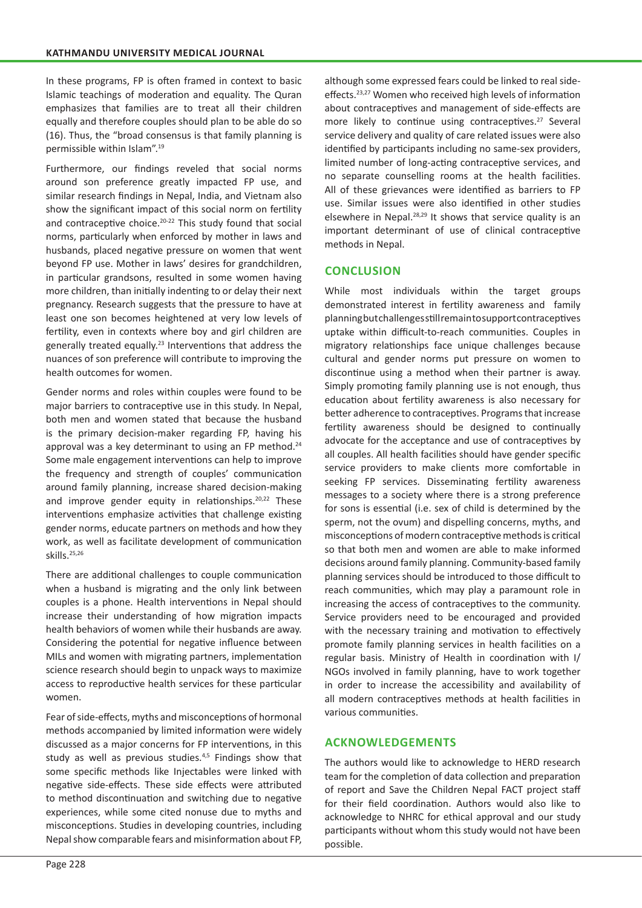In these programs, FP is often framed in context to basic Islamic teachings of moderation and equality. The Quran emphasizes that families are to treat all their children equally and therefore couples should plan to be able do so (16). Thus, the "broad consensus is that family planning is permissible within Islam".[19]

Furthermore, our findings reveled that social norms around son preference greatly impacted FP use, and similar research findings in Nepal, India, and Vietnam also show the significant impact of this social norm on fertility and contraceptive choice.[20-22] This study found that social norms, particularly when enforced by mother in laws and husbands, placed negative pressure on women that went beyond FP use. Mother in laws' desires for grandchildren, in particular grandsons, resulted in some women having more children, than initially indenting to or delay their next pregnancy. Research suggests that the pressure to have at least one son becomes heightened at very low levels of fertility, even in contexts where boy and girl children are generally treated equally.[23] Interventions that address the nuances of son preference will contribute to improving the health outcomes for women.

Gender norms and roles within couples were found to be major barriers to contraceptive use in this study. In Nepal, both men and women stated that because the husband is the primary decision-maker regarding FP, having his approval was a key determinant to using an FP method.[24] Some male engagement interventions can help to improve the frequency and strength of couples' communication around family planning, increase shared decision-making and improve gender equity in relationships.[20,22] These interventions emphasize activities that challenge existing gender norms, educate partners on methods and how they work, as well as facilitate development of communication skills.[25,26]

There are additional challenges to couple communication when a husband is migrating and the only link between couples is a phone. Health interventions in Nepal should increase their understanding of how migration impacts health behaviors of women while their husbands are away. Considering the potential for negative influence between MILs and women with migrating partners, implementation science research should begin to unpack ways to maximize access to reproductive health services for these particular women.

Fear of side-effects, myths and misconceptions of hormonal methods accompanied by limited information were widely discussed as a major concerns for FP interventions, in this study as well as previous studies.[4,5] Findings show that some specific methods like Injectables were linked with negative side-effects. These side effects were attributed to method discontinuation and switching due to negative experiences, while some cited nonuse due to myths and misconceptions. Studies in developing countries, including Nepal show comparable fears and misinformation about FP, although some expressed fears could be linked to real side-effects.[23,27] Women who received high levels of information about contraceptives and management of side-effects are more likely to continue using contraceptives.[27] Several service delivery and quality of care related issues were also identified by participants including no same-sex providers, limited number of long-acting contraceptive services, and no separate counselling rooms at the health facilities. All of these grievances were identified as barriers to FP use. Similar issues were also identified in other studies elsewhere in Nepal.[28,29] It shows that service quality is an important determinant of use of clinical contraceptive methods in Nepal.

## CONCLUSION

While most individuals within the target groups demonstrated interest in fertility awareness and family planning but challenges still remain to support contraceptives uptake within difficult-to-reach communities. Couples in migratory relationships face unique challenges because cultural and gender norms put pressure on women to discontinue using a method when their partner is away. Simply promoting family planning use is not enough, thus education about fertility awareness is also necessary for better adherence to contraceptives. Programs that increase fertility awareness should be designed to continually advocate for the acceptance and use of contraceptives by all couples. All health facilities should have gender specific service providers to make clients more comfortable in seeking FP services. Disseminating fertility awareness messages to a society where there is a strong preference for sons is essential (i.e. sex of child is determined by the sperm, not the ovum) and dispelling concerns, myths, and misconceptions of modern contraceptive methods is critical so that both men and women are able to make informed decisions around family planning. Community-based family planning services should be introduced to those difficult to reach communities, which may play a paramount role in increasing the access of contraceptives to the community. Service providers need to be encouraged and provided with the necessary training and motivation to effectively promote family planning services in health facilities on a regular basis. Ministry of Health in coordination with I/NGOs involved in family planning, have to work together in order to increase the accessibility and availability of all modern contraceptives methods at health facilities in various communities.

## ACKNOWLEDGEMENTS

The authors would like to acknowledge to HERD research team for the completion of data collection and preparation of report and Save the Children Nepal FACT project staff for their field coordination. Authors would also like to acknowledge to NHRC for ethical approval and our study participants without whom this study would not have been possible.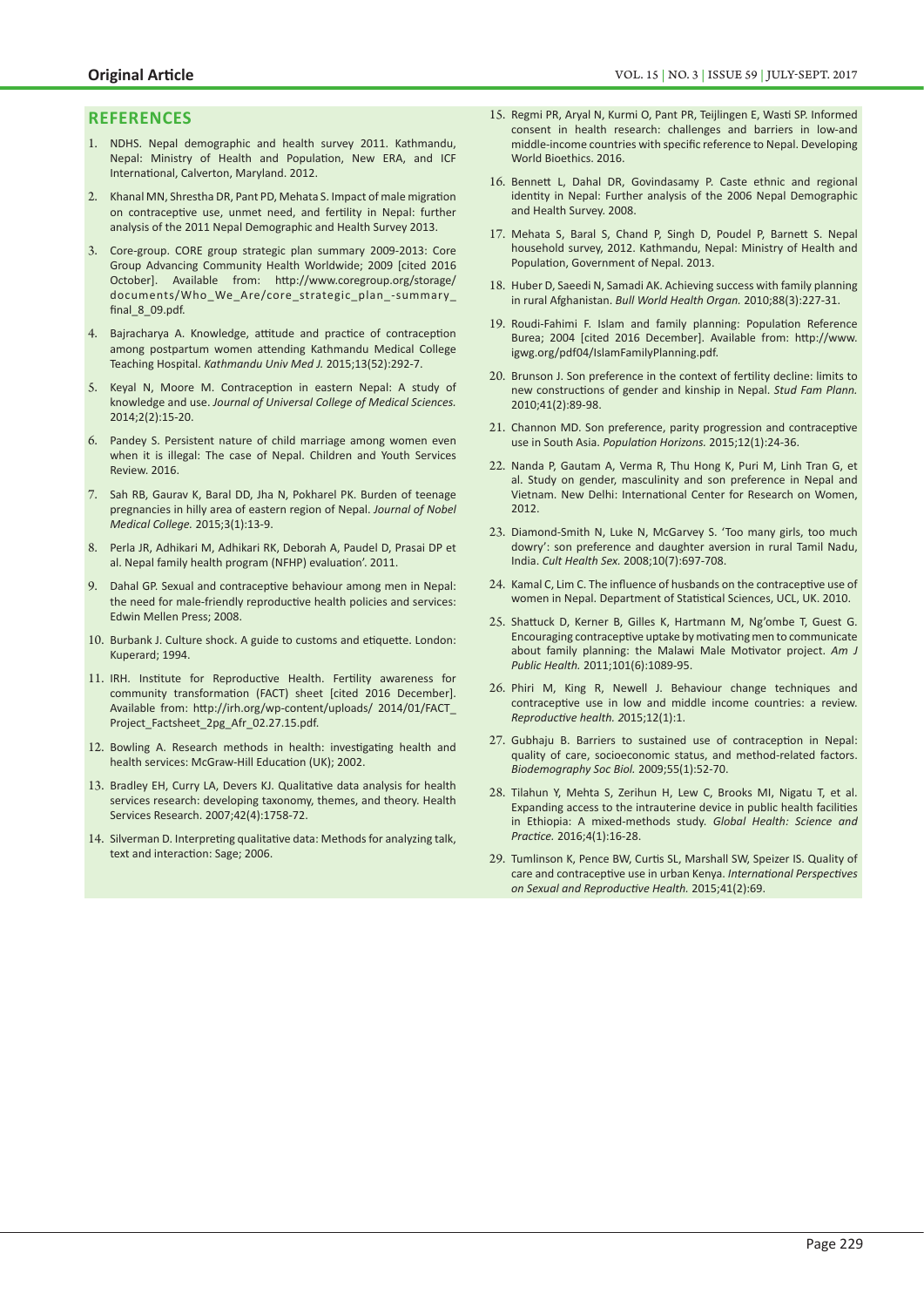## REFERENCES

1. NDHS. Nepal demographic and health survey 2011. Kathmandu, Nepal: Ministry of Health and Population, New ERA, and ICF International, Calverton, Maryland. 2012.
2. Khanal MN, Shrestha DR, Pant PD, Mehata S. Impact of male migration on contraceptive use, unmet need, and fertility in Nepal: further analysis of the 2011 Nepal Demographic and Health Survey 2013.
3. Core-group. CORE group strategic plan summary 2009-2013: Core Group Advancing Community Health Worldwide; 2009 [cited 2016 October]. Available from: http://www.coregroup.org/storage/documents/Who_We_Are/core_strategic_plan_-summary_final_8_09.pdf.
4. Bajracharya A. Knowledge, attitude and practice of contraception among postpartum women attending Kathmandu Medical College Teaching Hospital. *Kathmandu Univ Med J.* 2015;13(52):292-7.
5. Keyal N, Moore M. Contraception in eastern Nepal: A study of knowledge and use. *Journal of Universal College of Medical Sciences.* 2014;2(2):15-20.
6. Pandey S. Persistent nature of child marriage among women even when it is illegal: The case of Nepal. Children and Youth Services Review. 2016.
7. Sah RB, Gaurav K, Baral DD, Jha N, Pokharel PK. Burden of teenage pregnancies in hilly area of eastern region of Nepal. *Journal of Nobel Medical College.* 2015;3(1):13-9.
8. Perla JR, Adhikari M, Adhikari RK, Deborah A, Paudel D, Prasai DP et al. Nepal family health program (NFHP) evaluation'. 2011.
9. Dahal GP. Sexual and contraceptive behaviour among men in Nepal: the need for male-friendly reproductive health policies and services: Edwin Mellen Press; 2008.
10. Burbank J. Culture shock. A guide to customs and etiquette. London: Kuperard; 1994.
11. IRH. Institute for Reproductive Health. Fertility awareness for community transformation (FACT) sheet [cited 2016 December]. Available from: http://irh.org/wp-content/uploads/ 2014/01/FACT_Project_Factsheet_2pg_Afr_02.27.15.pdf.
12. Bowling A. Research methods in health: investigating health and health services: McGraw-Hill Education (UK); 2002.
13. Bradley EH, Curry LA, Devers KJ. Qualitative data analysis for health services research: developing taxonomy, themes, and theory. Health Services Research. 2007;42(4):1758-72.
14. Silverman D. Interpreting qualitative data: Methods for analyzing talk, text and interaction: Sage; 2006.
15. Regmi PR, Aryal N, Kurmi O, Pant PR, Teijlingen E, Wasti SP. Informed consent in health research: challenges and barriers in low-and middle-income countries with specific reference to Nepal. Developing World Bioethics. 2016.
16. Bennett L, Dahal DR, Govindasamy P. Caste ethnic and regional identity in Nepal: Further analysis of the 2006 Nepal Demographic and Health Survey. 2008.
17. Mehata S, Baral S, Chand P, Singh D, Poudel P, Barnett S. Nepal household survey, 2012. Kathmandu, Nepal: Ministry of Health and Population, Government of Nepal. 2013.
18. Huber D, Saeedi N, Samadi AK. Achieving success with family planning in rural Afghanistan. *Bull World Health Organ.* 2010;88(3):227-31.
19. Roudi-Fahimi F. Islam and family planning: Population Reference Burea; 2004 [cited 2016 December]. Available from: http://www.igwg.org/pdf04/IslamFamilyPlanning.pdf.
20. Brunson J. Son preference in the context of fertility decline: limits to new constructions of gender and kinship in Nepal. *Stud Fam Plann.* 2010;41(2):89-98.
21. Channon MD. Son preference, parity progression and contraceptive use in South Asia. *Population Horizons.* 2015;12(1):24-36.
22. Nanda P, Gautam A, Verma R, Thu Hong K, Puri M, Linh Tran G, et al. Study on gender, masculinity and son preference in Nepal and Vietnam. New Delhi: International Center for Research on Women, 2012.
23. Diamond-Smith N, Luke N, McGarvey S. 'Too many girls, too much dowry': son preference and daughter aversion in rural Tamil Nadu, India. *Cult Health Sex.* 2008;10(7):697-708.
24. Kamal C, Lim C. The influence of husbands on the contraceptive use of women in Nepal. Department of Statistical Sciences, UCL, UK. 2010.
25. Shattuck D, Kerner B, Gilles K, Hartmann M, Ng'ombe T, Guest G. Encouraging contraceptive uptake by motivating men to communicate about family planning: the Malawi Male Motivator project. *Am J Public Health.* 2011;101(6):1089-95.
26. Phiri M, King R, Newell J. Behaviour change techniques and contraceptive use in low and middle income countries: a review. *Reproductive health.* 2015;12(1):1.
27. Gubhaju B. Barriers to sustained use of contraception in Nepal: quality of care, socioeconomic status, and method-related factors. *Biodemography Soc Biol.* 2009;55(1):52-70.
28. Tilahun Y, Mehta S, Zerihun H, Lew C, Brooks MI, Nigatu T, et al. Expanding access to the intrauterine device in public health facilities in Ethiopia: A mixed-methods study. *Global Health: Science and Practice.* 2016;4(1):16-28.
29. Tumlinson K, Pence BW, Curtis SL, Marshall SW, Speizer IS. Quality of care and contraceptive use in urban Kenya. *International Perspectives on Sexual and Reproductive Health.* 2015;41(2):69.